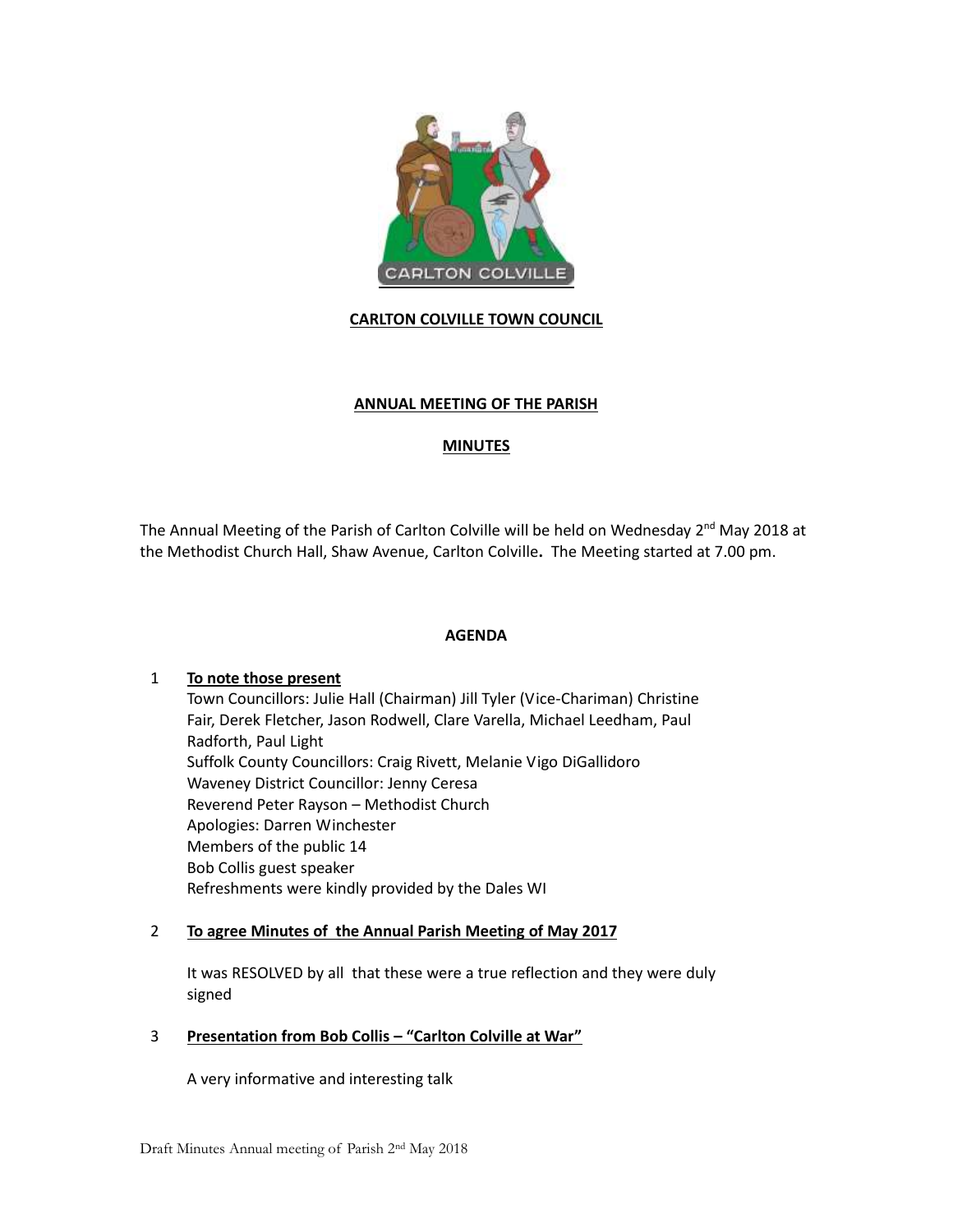**CARLTON COLVILLE TOWN COUNCIL**

**ANNUAL MEETING OF THE PARISH**

**MINUTES**

The Annual Meeting of the Parish of Carlton Colville will be held on Wednesday 2nd May 2018 at the Methodist Church Hall, Shaw Avenue, Carlton Colville**.** The Meeting started at 7.00 pm.

**AGENDA**

1 **To note those present**

Town Councillors: Julie Hall (Chairman) Jill Tyler (Vice-Chariman) Christine Fair, Derek Fletcher, Jason Rodwell, Clare Varella, Michael Leedham, Paul Radforth, Paul Light
Suffolk County Councillors: Craig Rivett, Melanie Vigo DiGallidoro
Waveney District Councillor: Jenny Ceresa
Reverend Peter Rayson – Methodist Church
Apologies: Darren Winchester
Members of the public 14
Bob Collis guest speaker
Refreshments were kindly provided by the Dales WI

2 **To agree Minutes of the Annual Parish Meeting of May 2017**

It was RESOLVED by all that these were a true reflection and they were duly signed

3 **Presentation from Bob Collis – "Carlton Colville at War"**

A very informative and interesting talk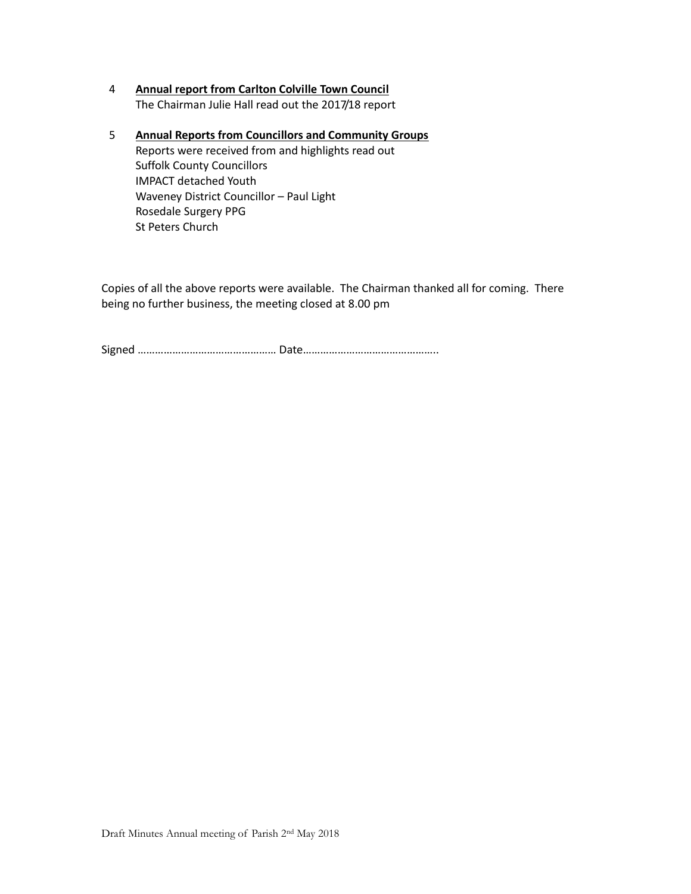4 **Annual report from Carlton Colville Town Council**
The Chairman Julie Hall read out the 2017/18 report

5 **Annual Reports from Councillors and Community Groups**
Reports were received from and highlights read out
Suffolk County Councillors
IMPACT detached Youth
Waveney District Councillor – Paul Light
Rosedale Surgery PPG
St Peters Church

Copies of all the above reports were available. The Chairman thanked all for coming. There being no further business, the meeting closed at 8.00 pm

Signed ………………………………………… Date………………………………………..